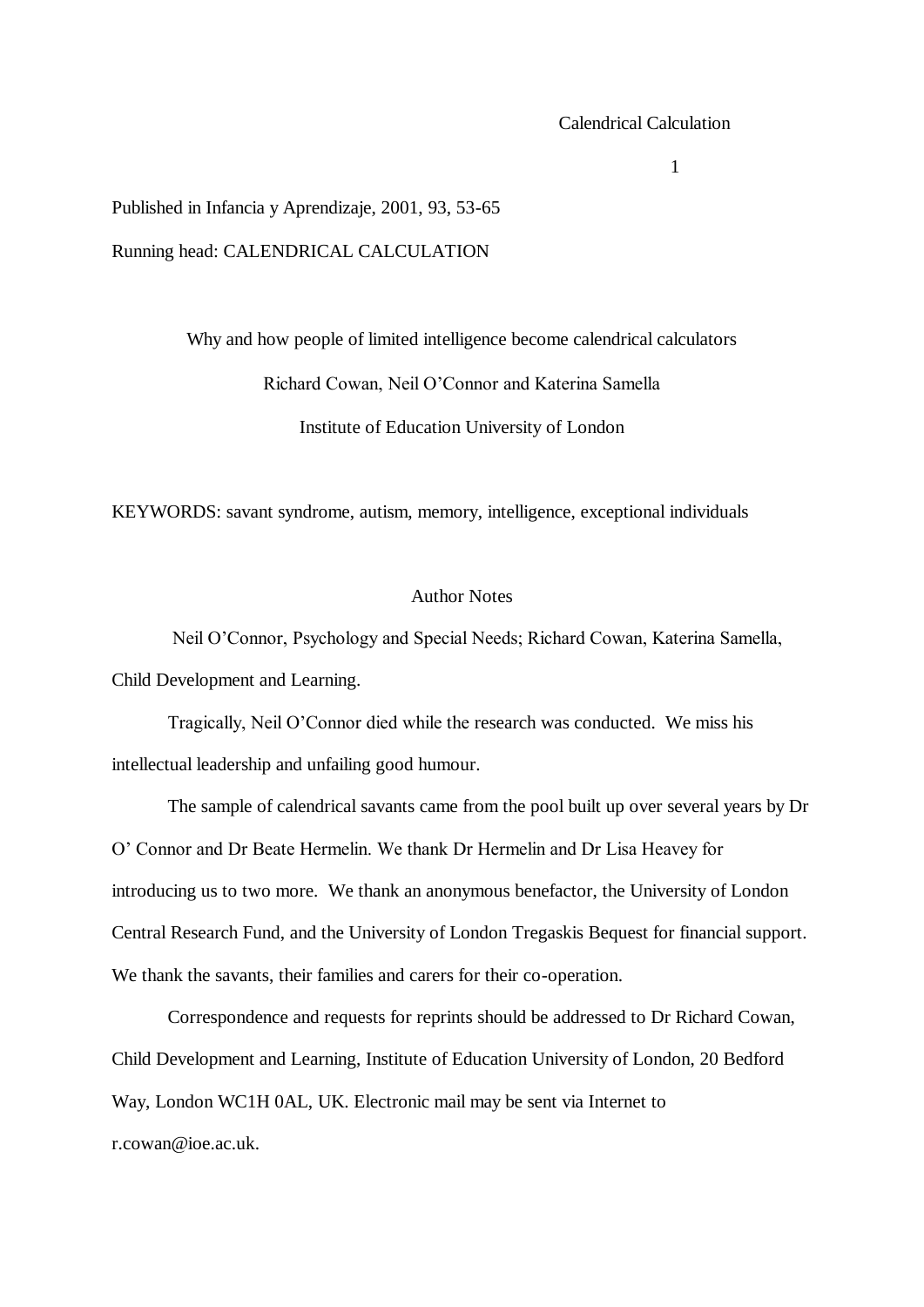Published in Infancia y Aprendizaje, 2001, 93, 53-65

Running head: CALENDRICAL CALCULATION

# Why and how people of limited intelligence become calendrical calculators

Richard Cowan, Neil O'Connor and Katerina Samella

Institute of Education University of London

KEYWORDS: savant syndrome, autism, memory, intelligence, exceptional individuals

## Author Notes

Neil O'Connor, Psychology and Special Needs; Richard Cowan, Katerina Samella, Child Development and Learning.

Tragically, Neil O'Connor died while the research was conducted. We miss his intellectual leadership and unfailing good humour.

The sample of calendrical savants came from the pool built up over several years by Dr O' Connor and Dr Beate Hermelin. We thank Dr Hermelin and Dr Lisa Heavey for introducing us to two more. We thank an anonymous benefactor, the University of London Central Research Fund, and the University of London Tregaskis Bequest for financial support. We thank the savants, their families and carers for their co-operation.

Correspondence and requests for reprints should be addressed to Dr Richard Cowan, Child Development and Learning, Institute of Education University of London, 20 Bedford Way, London WC1H 0AL, UK. Electronic mail may be sent via Internet to r.cowan@ioe.ac.uk.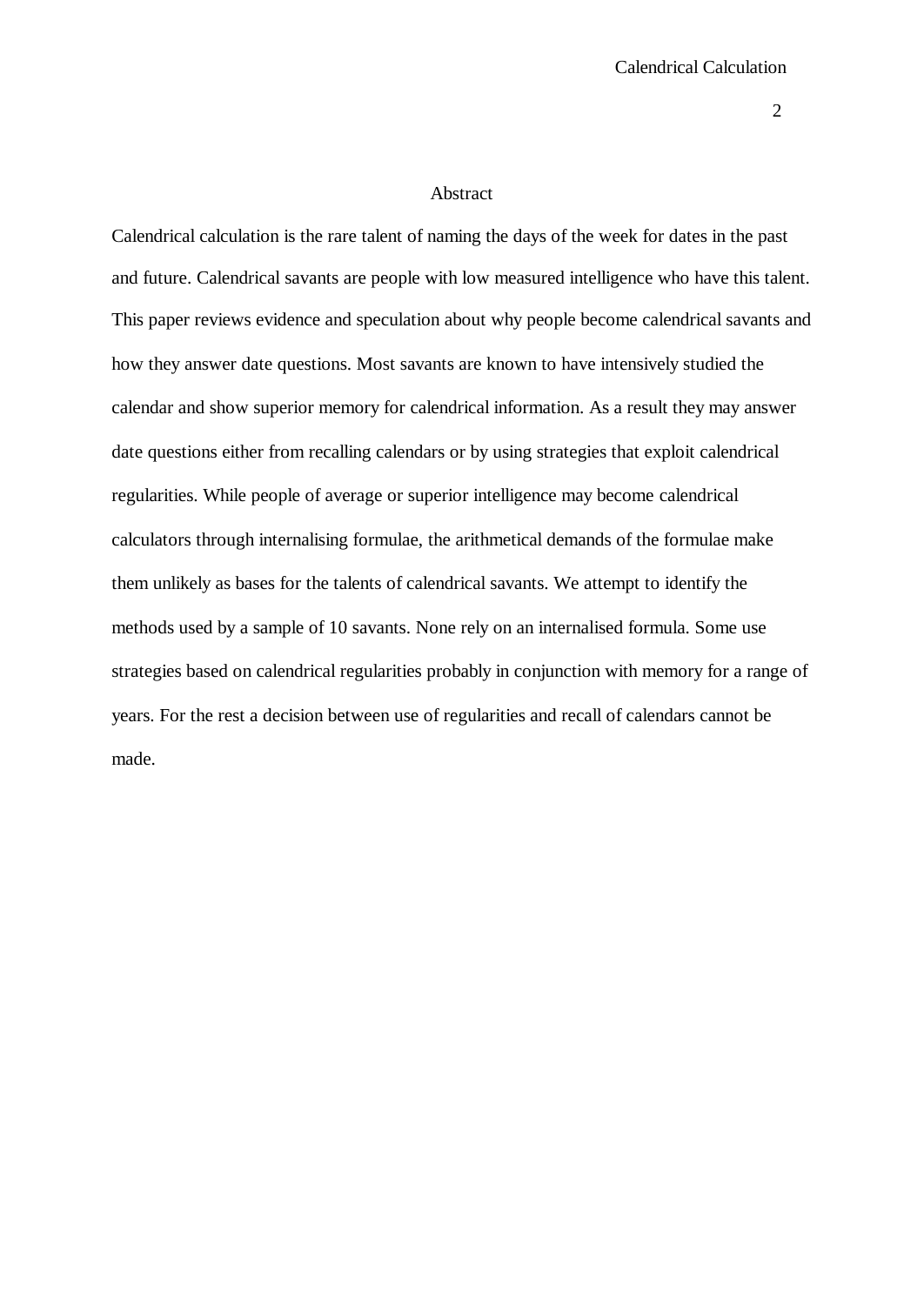## Abstract

Calendrical calculation is the rare talent of naming the days of the week for dates in the past and future. Calendrical savants are people with low measured intelligence who have this talent. This paper reviews evidence and speculation about why people become calendrical savants and how they answer date questions. Most savants are known to have intensively studied the calendar and show superior memory for calendrical information. As a result they may answer date questions either from recalling calendars or by using strategies that exploit calendrical regularities. While people of average or superior intelligence may become calendrical calculators through internalising formulae, the arithmetical demands of the formulae make them unlikely as bases for the talents of calendrical savants. We attempt to identify the methods used by a sample of 10 savants. None rely on an internalised formula. Some use strategies based on calendrical regularities probably in conjunction with memory for a range of years. For the rest a decision between use of regularities and recall of calendars cannot be made.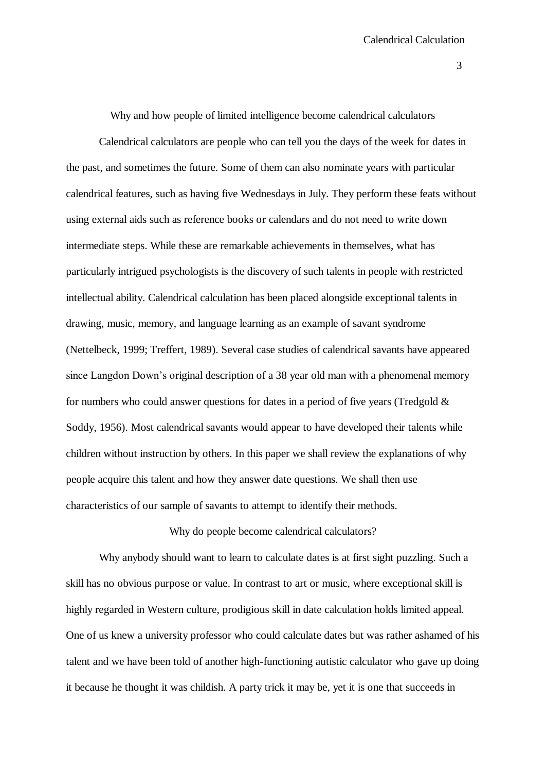# Why and how people of limited intelligence become calendrical calculators

Calendrical calculators are people who can tell you the days of the week for dates in the past, and sometimes the future. Some of them can also nominate years with particular calendrical features, such as having five Wednesdays in July. They perform these feats without using external aids such as reference books or calendars and do not need to write down intermediate steps. While these are remarkable achievements in themselves, what has particularly intrigued psychologists is the discovery of such talents in people with restricted intellectual ability. Calendrical calculation has been placed alongside exceptional talents in drawing, music, memory, and language learning as an example of savant syndrome (Nettelbeck, 1999; Treffert, 1989). Several case studies of calendrical savants have appeared since Langdon Down's original description of a 38 year old man with a phenomenal memory for numbers who could answer questions for dates in a period of five years (Tredgold & Soddy, 1956). Most calendrical savants would appear to have developed their talents while children without instruction by others. In this paper we shall review the explanations of why people acquire this talent and how they answer date questions. We shall then use characteristics of our sample of savants to attempt to identify their methods.

## Why do people become calendrical calculators?

Why anybody should want to learn to calculate dates is at first sight puzzling. Such a skill has no obvious purpose or value. In contrast to art or music, where exceptional skill is highly regarded in Western culture, prodigious skill in date calculation holds limited appeal. One of us knew a university professor who could calculate dates but was rather ashamed of his talent and we have been told of another high-functioning autistic calculator who gave up doing it because he thought it was childish. A party trick it may be, yet it is one that succeeds in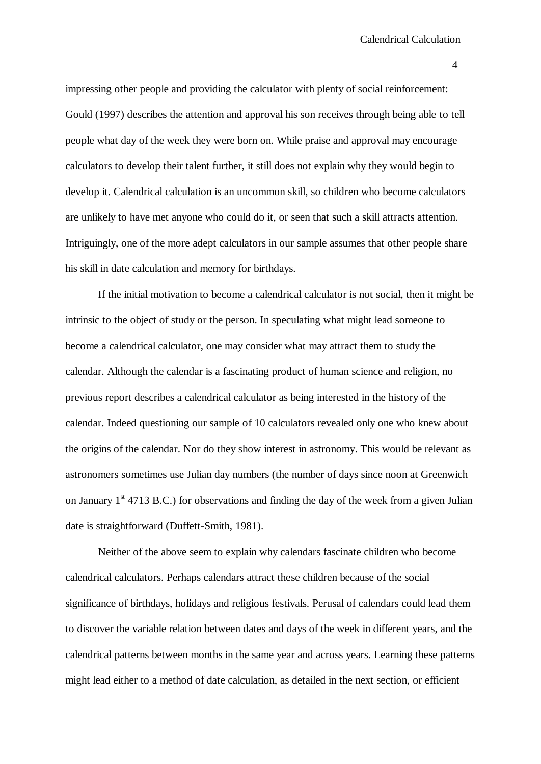impressing other people and providing the calculator with plenty of social reinforcement: Gould (1997) describes the attention and approval his son receives through being able to tell people what day of the week they were born on. While praise and approval may encourage calculators to develop their talent further, it still does not explain why they would begin to develop it. Calendrical calculation is an uncommon skill, so children who become calculators are unlikely to have met anyone who could do it, or seen that such a skill attracts attention. Intriguingly, one of the more adept calculators in our sample assumes that other people share his skill in date calculation and memory for birthdays.

If the initial motivation to become a calendrical calculator is not social, then it might be intrinsic to the object of study or the person. In speculating what might lead someone to become a calendrical calculator, one may consider what may attract them to study the calendar. Although the calendar is a fascinating product of human science and religion, no previous report describes a calendrical calculator as being interested in the history of the calendar. Indeed questioning our sample of 10 calculators revealed only one who knew about the origins of the calendar. Nor do they show interest in astronomy. This would be relevant as astronomers sometimes use Julian day numbers (the number of days since noon at Greenwich on January 1st 4713 B.C.) for observations and finding the day of the week from a given Julian date is straightforward (Duffett-Smith, 1981).

Neither of the above seem to explain why calendars fascinate children who become calendrical calculators. Perhaps calendars attract these children because of the social significance of birthdays, holidays and religious festivals. Perusal of calendars could lead them to discover the variable relation between dates and days of the week in different years, and the calendrical patterns between months in the same year and across years. Learning these patterns might lead either to a method of date calculation, as detailed in the next section, or efficient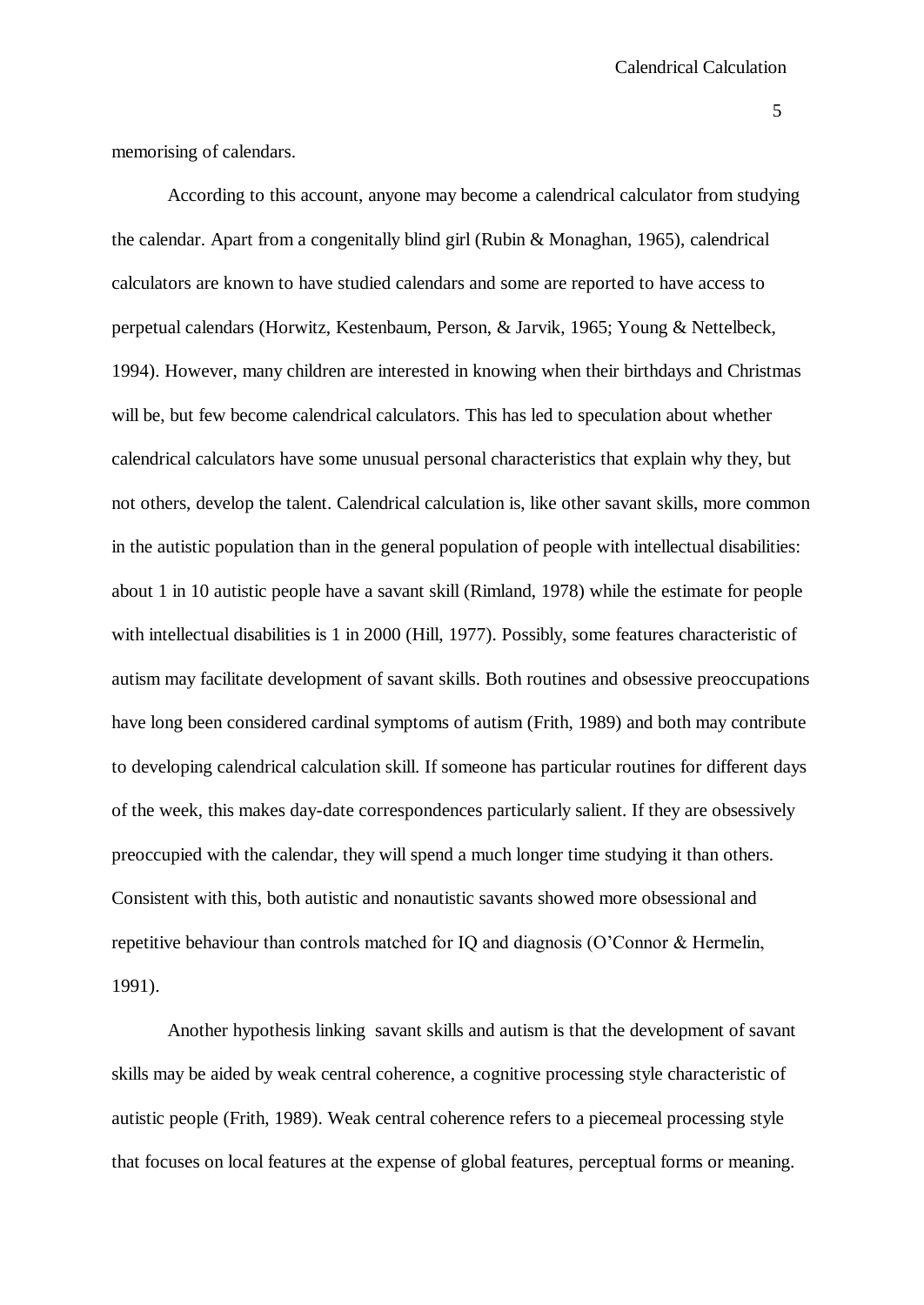memorising of calendars.

According to this account, anyone may become a calendrical calculator from studying the calendar. Apart from a congenitally blind girl (Rubin & Monaghan, 1965), calendrical calculators are known to have studied calendars and some are reported to have access to perpetual calendars (Horwitz, Kestenbaum, Person, & Jarvik, 1965; Young & Nettelbeck, 1994). However, many children are interested in knowing when their birthdays and Christmas will be, but few become calendrical calculators. This has led to speculation about whether calendrical calculators have some unusual personal characteristics that explain why they, but not others, develop the talent. Calendrical calculation is, like other savant skills, more common in the autistic population than in the general population of people with intellectual disabilities: about 1 in 10 autistic people have a savant skill (Rimland, 1978) while the estimate for people with intellectual disabilities is 1 in 2000 (Hill, 1977). Possibly, some features characteristic of autism may facilitate development of savant skills. Both routines and obsessive preoccupations have long been considered cardinal symptoms of autism (Frith, 1989) and both may contribute to developing calendrical calculation skill. If someone has particular routines for different days of the week, this makes day-date correspondences particularly salient. If they are obsessively preoccupied with the calendar, they will spend a much longer time studying it than others. Consistent with this, both autistic and nonautistic savants showed more obsessional and repetitive behaviour than controls matched for IQ and diagnosis (O'Connor & Hermelin, 1991).

Another hypothesis linking savant skills and autism is that the development of savant skills may be aided by weak central coherence, a cognitive processing style characteristic of autistic people (Frith, 1989). Weak central coherence refers to a piecemeal processing style that focuses on local features at the expense of global features, perceptual forms or meaning.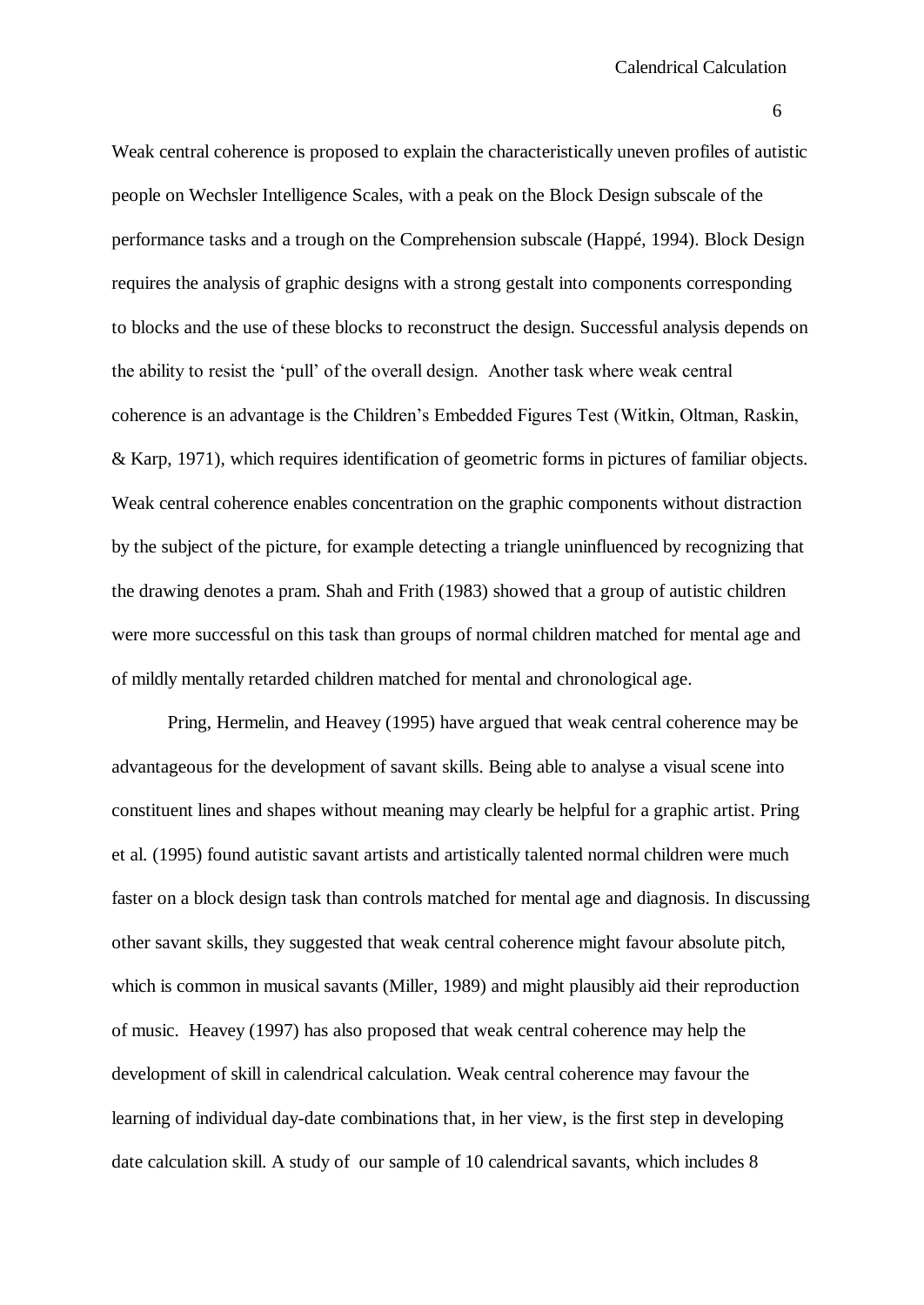Weak central coherence is proposed to explain the characteristically uneven profiles of autistic people on Wechsler Intelligence Scales, with a peak on the Block Design subscale of the performance tasks and a trough on the Comprehension subscale (Happé, 1994). Block Design requires the analysis of graphic designs with a strong gestalt into components corresponding to blocks and the use of these blocks to reconstruct the design. Successful analysis depends on the ability to resist the 'pull' of the overall design. Another task where weak central coherence is an advantage is the Children's Embedded Figures Test (Witkin, Oltman, Raskin, & Karp, 1971), which requires identification of geometric forms in pictures of familiar objects. Weak central coherence enables concentration on the graphic components without distraction by the subject of the picture, for example detecting a triangle uninfluenced by recognizing that the drawing denotes a pram. Shah and Frith (1983) showed that a group of autistic children were more successful on this task than groups of normal children matched for mental age and of mildly mentally retarded children matched for mental and chronological age.

Pring, Hermelin, and Heavey (1995) have argued that weak central coherence may be advantageous for the development of savant skills. Being able to analyse a visual scene into constituent lines and shapes without meaning may clearly be helpful for a graphic artist. Pring et al. (1995) found autistic savant artists and artistically talented normal children were much faster on a block design task than controls matched for mental age and diagnosis. In discussing other savant skills, they suggested that weak central coherence might favour absolute pitch, which is common in musical savants (Miller, 1989) and might plausibly aid their reproduction of music. Heavey (1997) has also proposed that weak central coherence may help the development of skill in calendrical calculation. Weak central coherence may favour the learning of individual day-date combinations that, in her view, is the first step in developing date calculation skill. A study of our sample of 10 calendrical savants, which includes 8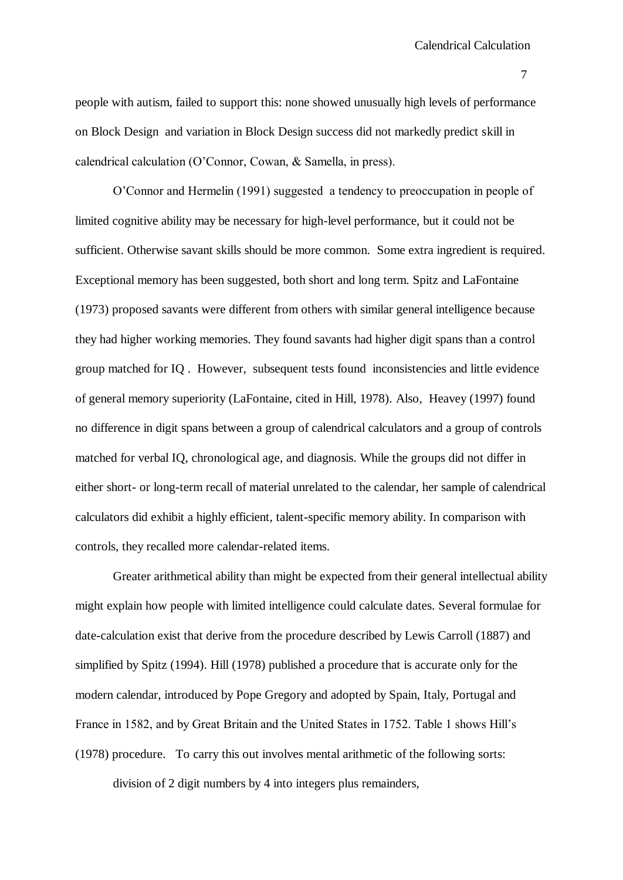people with autism, failed to support this: none showed unusually high levels of performance on Block Design and variation in Block Design success did not markedly predict skill in calendrical calculation (O'Connor, Cowan, & Samella, in press).

O'Connor and Hermelin (1991) suggested a tendency to preoccupation in people of limited cognitive ability may be necessary for high-level performance, but it could not be sufficient. Otherwise savant skills should be more common. Some extra ingredient is required. Exceptional memory has been suggested, both short and long term. Spitz and LaFontaine (1973) proposed savants were different from others with similar general intelligence because they had higher working memories. They found savants had higher digit spans than a control group matched for IQ . However, subsequent tests found inconsistencies and little evidence of general memory superiority (LaFontaine, cited in Hill, 1978). Also, Heavey (1997) found no difference in digit spans between a group of calendrical calculators and a group of controls matched for verbal IQ, chronological age, and diagnosis. While the groups did not differ in either short- or long-term recall of material unrelated to the calendar, her sample of calendrical calculators did exhibit a highly efficient, talent-specific memory ability. In comparison with controls, they recalled more calendar-related items.

Greater arithmetical ability than might be expected from their general intellectual ability might explain how people with limited intelligence could calculate dates. Several formulae for date-calculation exist that derive from the procedure described by Lewis Carroll (1887) and simplified by Spitz (1994). Hill (1978) published a procedure that is accurate only for the modern calendar, introduced by Pope Gregory and adopted by Spain, Italy, Portugal and France in 1582, and by Great Britain and the United States in 1752. Table 1 shows Hill's (1978) procedure. To carry this out involves mental arithmetic of the following sorts:

division of 2 digit numbers by 4 into integers plus remainders,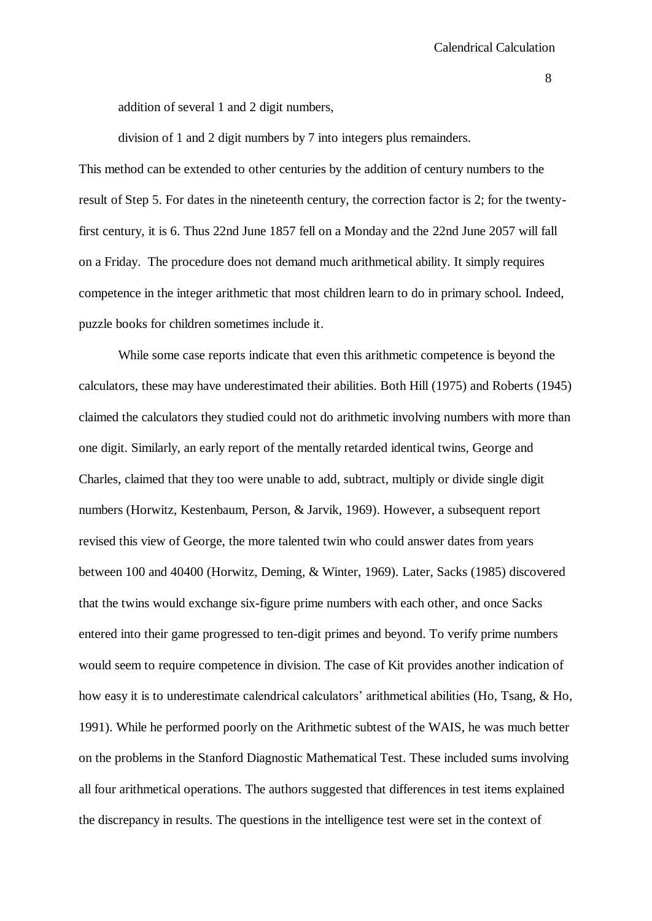addition of several 1 and 2 digit numbers,

division of 1 and 2 digit numbers by 7 into integers plus remainders.

This method can be extended to other centuries by the addition of century numbers to the result of Step 5. For dates in the nineteenth century, the correction factor is 2; for the twenty-first century, it is 6. Thus 22nd June 1857 fell on a Monday and the 22nd June 2057 will fall on a Friday. The procedure does not demand much arithmetical ability. It simply requires competence in the integer arithmetic that most children learn to do in primary school. Indeed, puzzle books for children sometimes include it.

While some case reports indicate that even this arithmetic competence is beyond the calculators, these may have underestimated their abilities. Both Hill (1975) and Roberts (1945) claimed the calculators they studied could not do arithmetic involving numbers with more than one digit. Similarly, an early report of the mentally retarded identical twins, George and Charles, claimed that they too were unable to add, subtract, multiply or divide single digit numbers (Horwitz, Kestenbaum, Person, & Jarvik, 1969). However, a subsequent report revised this view of George, the more talented twin who could answer dates from years between 100 and 40400 (Horwitz, Deming, & Winter, 1969). Later, Sacks (1985) discovered that the twins would exchange six-figure prime numbers with each other, and once Sacks entered into their game progressed to ten-digit primes and beyond. To verify prime numbers would seem to require competence in division. The case of Kit provides another indication of how easy it is to underestimate calendrical calculators' arithmetical abilities (Ho, Tsang, & Ho, 1991). While he performed poorly on the Arithmetic subtest of the WAIS, he was much better on the problems in the Stanford Diagnostic Mathematical Test. These included sums involving all four arithmetical operations. The authors suggested that differences in test items explained the discrepancy in results. The questions in the intelligence test were set in the context of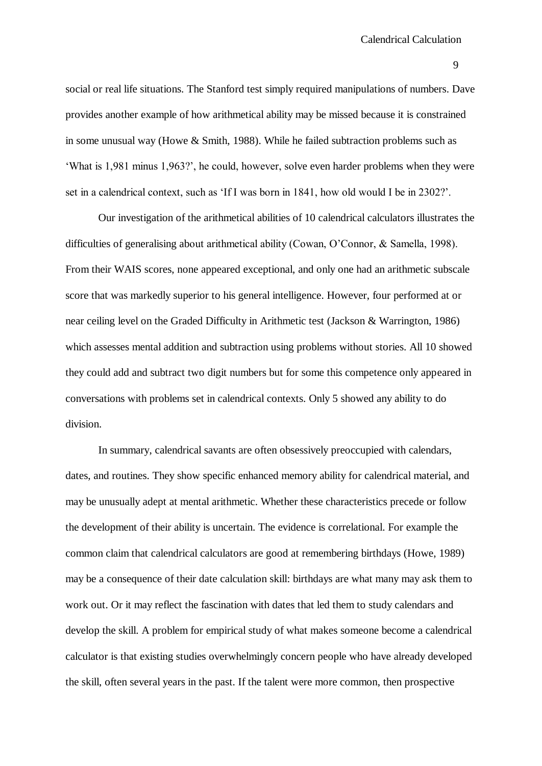social or real life situations. The Stanford test simply required manipulations of numbers. Dave provides another example of how arithmetical ability may be missed because it is constrained in some unusual way (Howe & Smith, 1988). While he failed subtraction problems such as 'What is 1,981 minus 1,963?', he could, however, solve even harder problems when they were set in a calendrical context, such as 'If I was born in 1841, how old would I be in 2302?'.

Our investigation of the arithmetical abilities of 10 calendrical calculators illustrates the difficulties of generalising about arithmetical ability (Cowan, O'Connor, & Samella, 1998). From their WAIS scores, none appeared exceptional, and only one had an arithmetic subscale score that was markedly superior to his general intelligence. However, four performed at or near ceiling level on the Graded Difficulty in Arithmetic test (Jackson & Warrington, 1986) which assesses mental addition and subtraction using problems without stories. All 10 showed they could add and subtract two digit numbers but for some this competence only appeared in conversations with problems set in calendrical contexts. Only 5 showed any ability to do division.

In summary, calendrical savants are often obsessively preoccupied with calendars, dates, and routines. They show specific enhanced memory ability for calendrical material, and may be unusually adept at mental arithmetic. Whether these characteristics precede or follow the development of their ability is uncertain. The evidence is correlational. For example the common claim that calendrical calculators are good at remembering birthdays (Howe, 1989) may be a consequence of their date calculation skill: birthdays are what many may ask them to work out. Or it may reflect the fascination with dates that led them to study calendars and develop the skill. A problem for empirical study of what makes someone become a calendrical calculator is that existing studies overwhelmingly concern people who have already developed the skill, often several years in the past. If the talent were more common, then prospective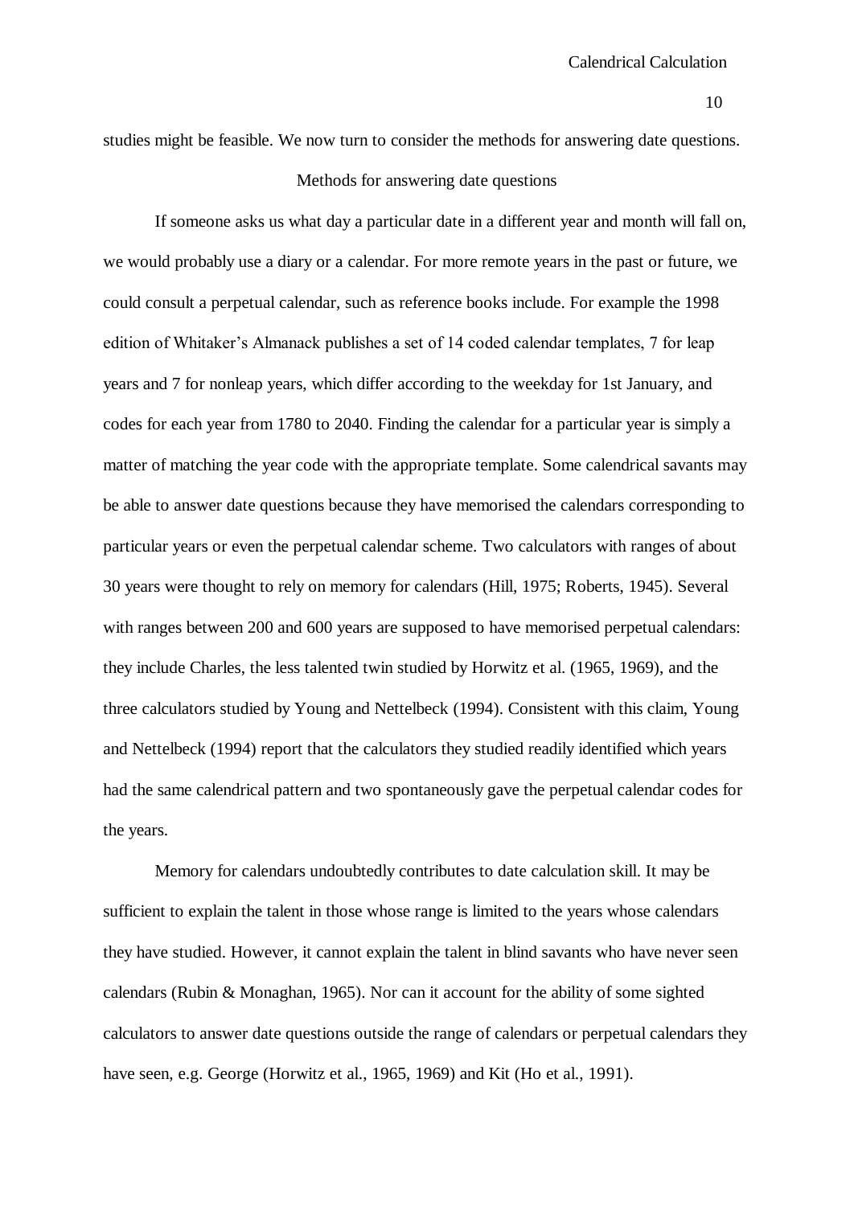studies might be feasible. We now turn to consider the methods for answering date questions.

## Methods for answering date questions

If someone asks us what day a particular date in a different year and month will fall on, we would probably use a diary or a calendar. For more remote years in the past or future, we could consult a perpetual calendar, such as reference books include. For example the 1998 edition of Whitaker's Almanack publishes a set of 14 coded calendar templates, 7 for leap years and 7 for nonleap years, which differ according to the weekday for 1st January, and codes for each year from 1780 to 2040. Finding the calendar for a particular year is simply a matter of matching the year code with the appropriate template. Some calendrical savants may be able to answer date questions because they have memorised the calendars corresponding to particular years or even the perpetual calendar scheme. Two calculators with ranges of about 30 years were thought to rely on memory for calendars (Hill, 1975; Roberts, 1945). Several with ranges between 200 and 600 years are supposed to have memorised perpetual calendars: they include Charles, the less talented twin studied by Horwitz et al. (1965, 1969), and the three calculators studied by Young and Nettelbeck (1994). Consistent with this claim, Young and Nettelbeck (1994) report that the calculators they studied readily identified which years had the same calendrical pattern and two spontaneously gave the perpetual calendar codes for the years.

Memory for calendars undoubtedly contributes to date calculation skill. It may be sufficient to explain the talent in those whose range is limited to the years whose calendars they have studied. However, it cannot explain the talent in blind savants who have never seen calendars (Rubin & Monaghan, 1965). Nor can it account for the ability of some sighted calculators to answer date questions outside the range of calendars or perpetual calendars they have seen, e.g. George (Horwitz et al., 1965, 1969) and Kit (Ho et al., 1991).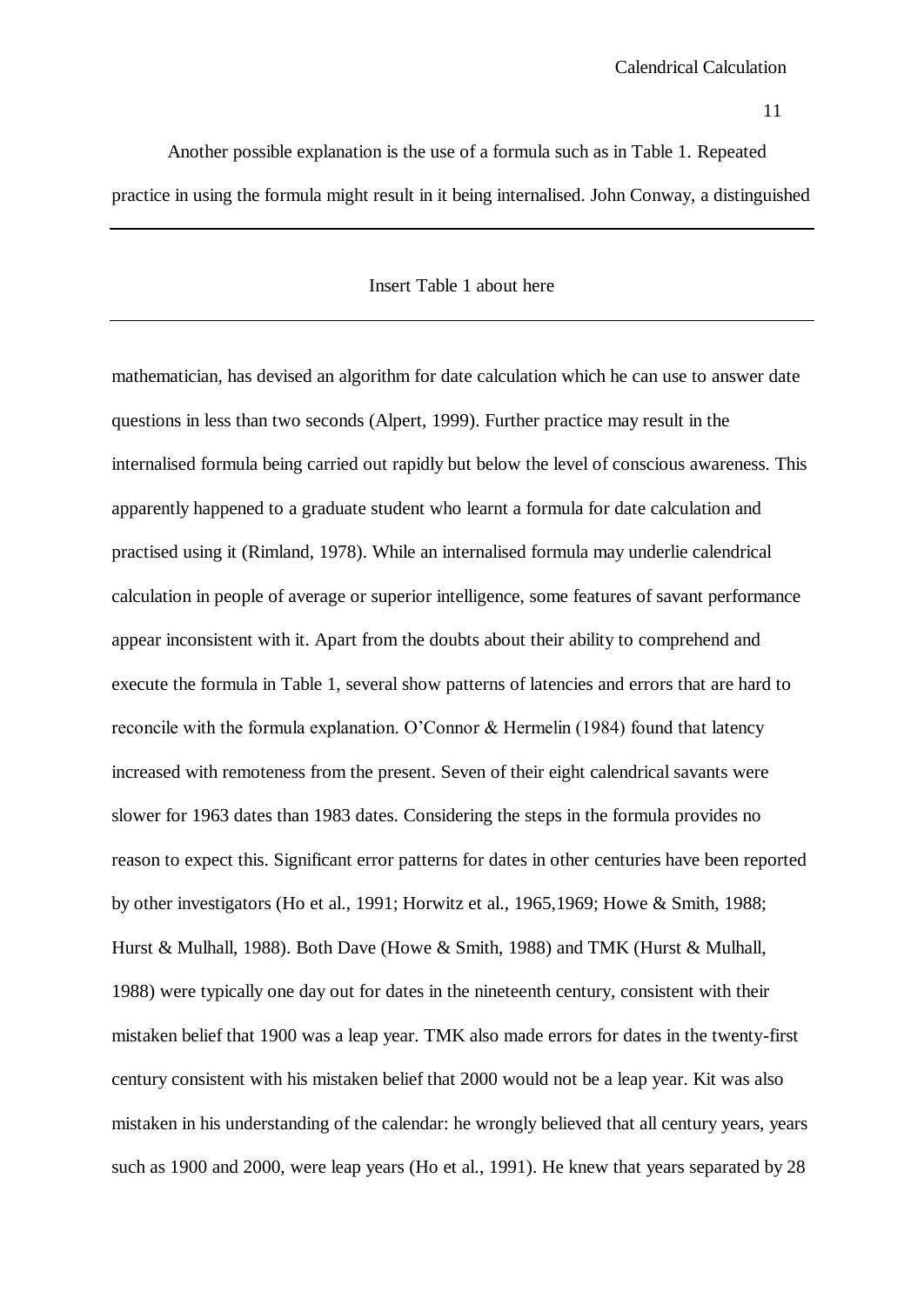Another possible explanation is the use of a formula such as in Table 1. Repeated practice in using the formula might result in it being internalised. John Conway, a distinguished

---

Insert Table 1 about here

---

mathematician, has devised an algorithm for date calculation which he can use to answer date questions in less than two seconds (Alpert, 1999). Further practice may result in the internalised formula being carried out rapidly but below the level of conscious awareness. This apparently happened to a graduate student who learnt a formula for date calculation and practised using it (Rimland, 1978). While an internalised formula may underlie calendrical calculation in people of average or superior intelligence, some features of savant performance appear inconsistent with it. Apart from the doubts about their ability to comprehend and execute the formula in Table 1, several show patterns of latencies and errors that are hard to reconcile with the formula explanation. O'Connor & Hermelin (1984) found that latency increased with remoteness from the present. Seven of their eight calendrical savants were slower for 1963 dates than 1983 dates. Considering the steps in the formula provides no reason to expect this. Significant error patterns for dates in other centuries have been reported by other investigators (Ho et al., 1991; Horwitz et al., 1965,1969; Howe & Smith, 1988; Hurst & Mulhall, 1988). Both Dave (Howe & Smith, 1988) and TMK (Hurst & Mulhall, 1988) were typically one day out for dates in the nineteenth century, consistent with their mistaken belief that 1900 was a leap year. TMK also made errors for dates in the twenty-first century consistent with his mistaken belief that 2000 would not be a leap year. Kit was also mistaken in his understanding of the calendar: he wrongly believed that all century years, years such as 1900 and 2000, were leap years (Ho et al., 1991). He knew that years separated by 28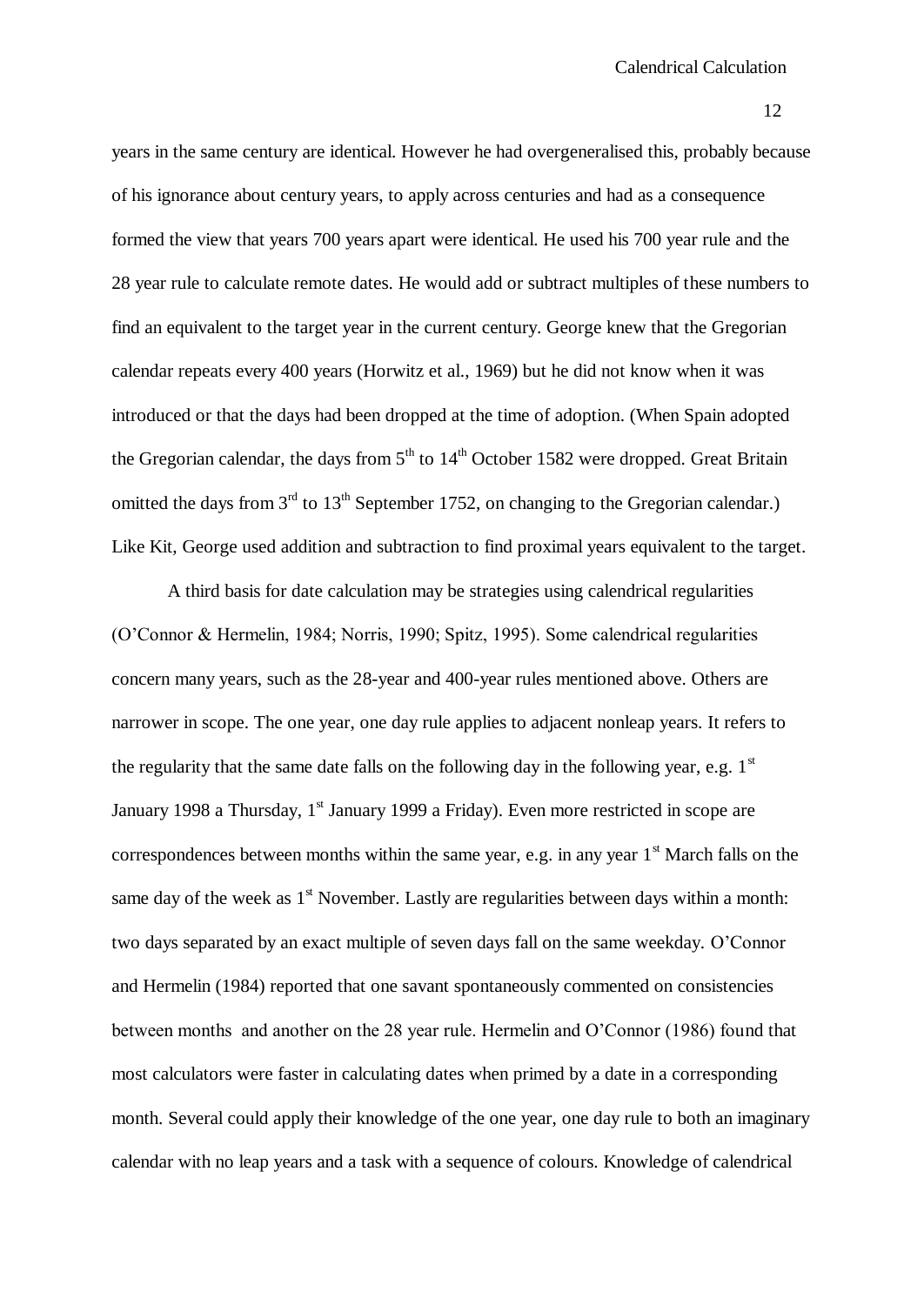years in the same century are identical. However he had overgeneralised this, probably because of his ignorance about century years, to apply across centuries and had as a consequence formed the view that years 700 years apart were identical. He used his 700 year rule and the 28 year rule to calculate remote dates. He would add or subtract multiples of these numbers to find an equivalent to the target year in the current century. George knew that the Gregorian calendar repeats every 400 years (Horwitz et al., 1969) but he did not know when it was introduced or that the days had been dropped at the time of adoption. (When Spain adopted the Gregorian calendar, the days from 5th to 14th October 1582 were dropped. Great Britain omitted the days from 3rd to 13th September 1752, on changing to the Gregorian calendar.) Like Kit, George used addition and subtraction to find proximal years equivalent to the target.

A third basis for date calculation may be strategies using calendrical regularities (O'Connor & Hermelin, 1984; Norris, 1990; Spitz, 1995). Some calendrical regularities concern many years, such as the 28-year and 400-year rules mentioned above. Others are narrower in scope. The one year, one day rule applies to adjacent nonleap years. It refers to the regularity that the same date falls on the following day in the following year, e.g. 1st January 1998 a Thursday, 1st January 1999 a Friday). Even more restricted in scope are correspondences between months within the same year, e.g. in any year 1st March falls on the same day of the week as 1st November. Lastly are regularities between days within a month: two days separated by an exact multiple of seven days fall on the same weekday. O'Connor and Hermelin (1984) reported that one savant spontaneously commented on consistencies between months and another on the 28 year rule. Hermelin and O'Connor (1986) found that most calculators were faster in calculating dates when primed by a date in a corresponding month. Several could apply their knowledge of the one year, one day rule to both an imaginary calendar with no leap years and a task with a sequence of colours. Knowledge of calendrical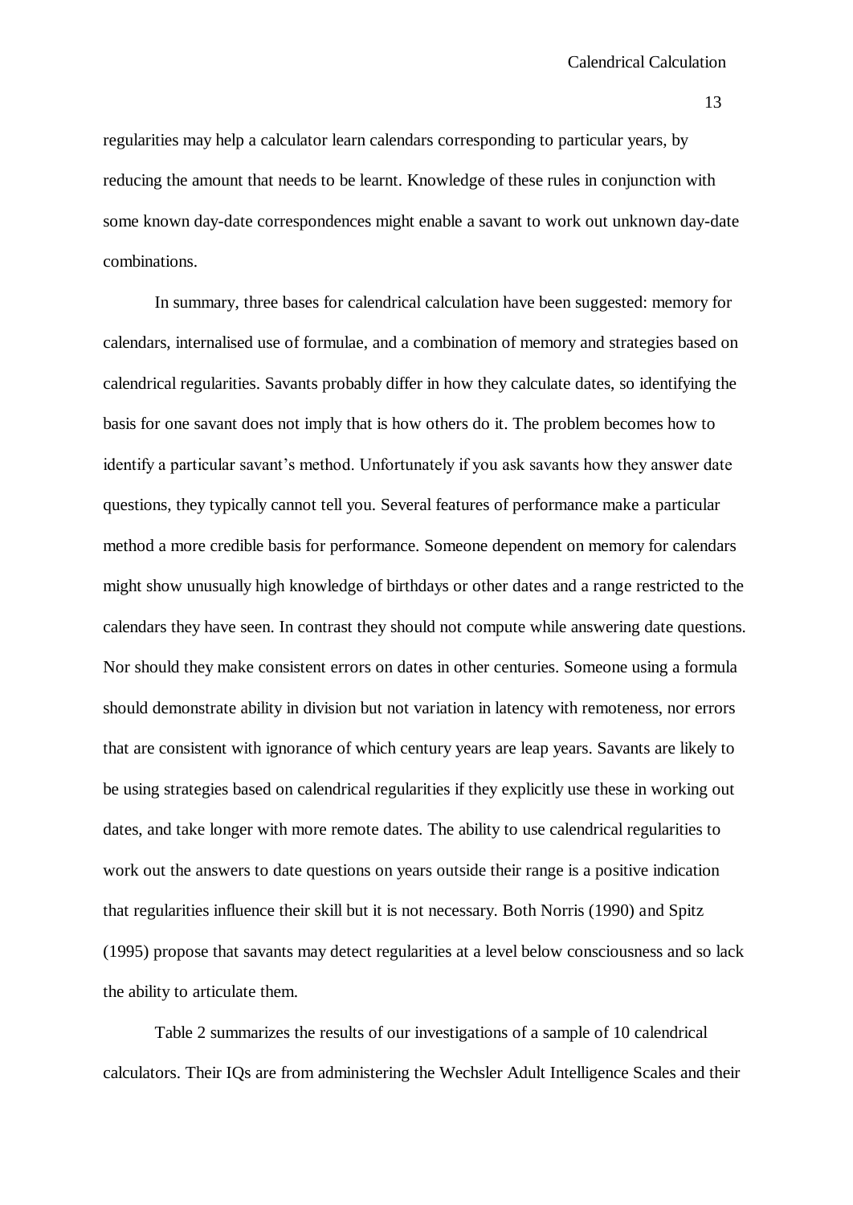regularities may help a calculator learn calendars corresponding to particular years, by reducing the amount that needs to be learnt. Knowledge of these rules in conjunction with some known day-date correspondences might enable a savant to work out unknown day-date combinations.

In summary, three bases for calendrical calculation have been suggested: memory for calendars, internalised use of formulae, and a combination of memory and strategies based on calendrical regularities. Savants probably differ in how they calculate dates, so identifying the basis for one savant does not imply that is how others do it. The problem becomes how to identify a particular savant's method. Unfortunately if you ask savants how they answer date questions, they typically cannot tell you. Several features of performance make a particular method a more credible basis for performance. Someone dependent on memory for calendars might show unusually high knowledge of birthdays or other dates and a range restricted to the calendars they have seen. In contrast they should not compute while answering date questions. Nor should they make consistent errors on dates in other centuries. Someone using a formula should demonstrate ability in division but not variation in latency with remoteness, nor errors that are consistent with ignorance of which century years are leap years. Savants are likely to be using strategies based on calendrical regularities if they explicitly use these in working out dates, and take longer with more remote dates. The ability to use calendrical regularities to work out the answers to date questions on years outside their range is a positive indication that regularities influence their skill but it is not necessary. Both Norris (1990) and Spitz (1995) propose that savants may detect regularities at a level below consciousness and so lack the ability to articulate them.

Table 2 summarizes the results of our investigations of a sample of 10 calendrical calculators. Their IQs are from administering the Wechsler Adult Intelligence Scales and their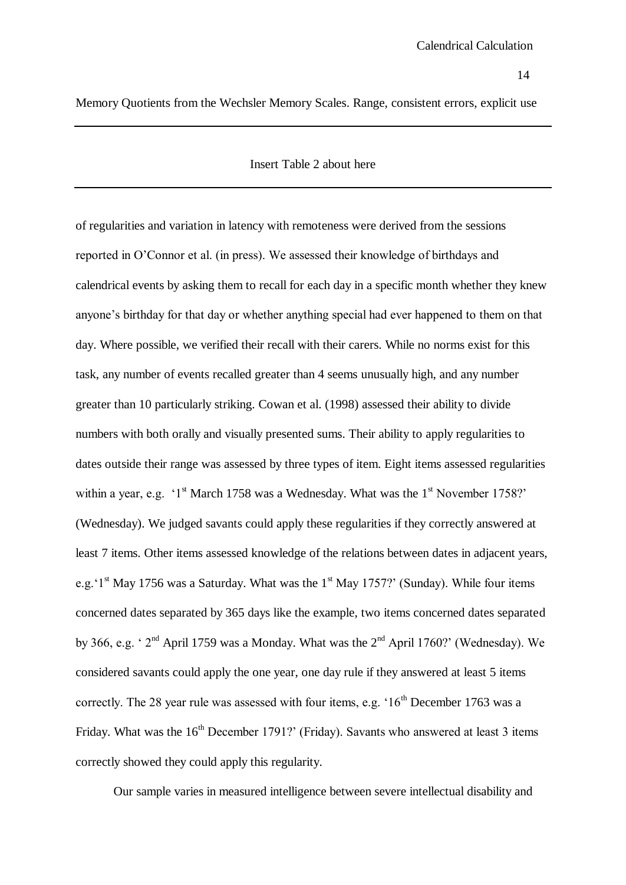Memory Quotients from the Wechsler Memory Scales. Range, consistent errors, explicit use

---

Insert Table 2 about here

---

of regularities and variation in latency with remoteness were derived from the sessions reported in O'Connor et al. (in press). We assessed their knowledge of birthdays and calendrical events by asking them to recall for each day in a specific month whether they knew anyone's birthday for that day or whether anything special had ever happened to them on that day. Where possible, we verified their recall with their carers. While no norms exist for this task, any number of events recalled greater than 4 seems unusually high, and any number greater than 10 particularly striking. Cowan et al. (1998) assessed their ability to divide numbers with both orally and visually presented sums. Their ability to apply regularities to dates outside their range was assessed by three types of item. Eight items assessed regularities within a year, e.g. '1st March 1758 was a Wednesday. What was the 1st November 1758?' (Wednesday). We judged savants could apply these regularities if they correctly answered at least 7 items. Other items assessed knowledge of the relations between dates in adjacent years, e.g.'1st May 1756 was a Saturday. What was the 1st May 1757?' (Sunday). While four items concerned dates separated by 365 days like the example, two items concerned dates separated by 366, e.g. ' 2nd April 1759 was a Monday. What was the 2nd April 1760?' (Wednesday). We considered savants could apply the one year, one day rule if they answered at least 5 items correctly. The 28 year rule was assessed with four items, e.g. '16th December 1763 was a Friday. What was the 16th December 1791?' (Friday). Savants who answered at least 3 items correctly showed they could apply this regularity.

Our sample varies in measured intelligence between severe intellectual disability and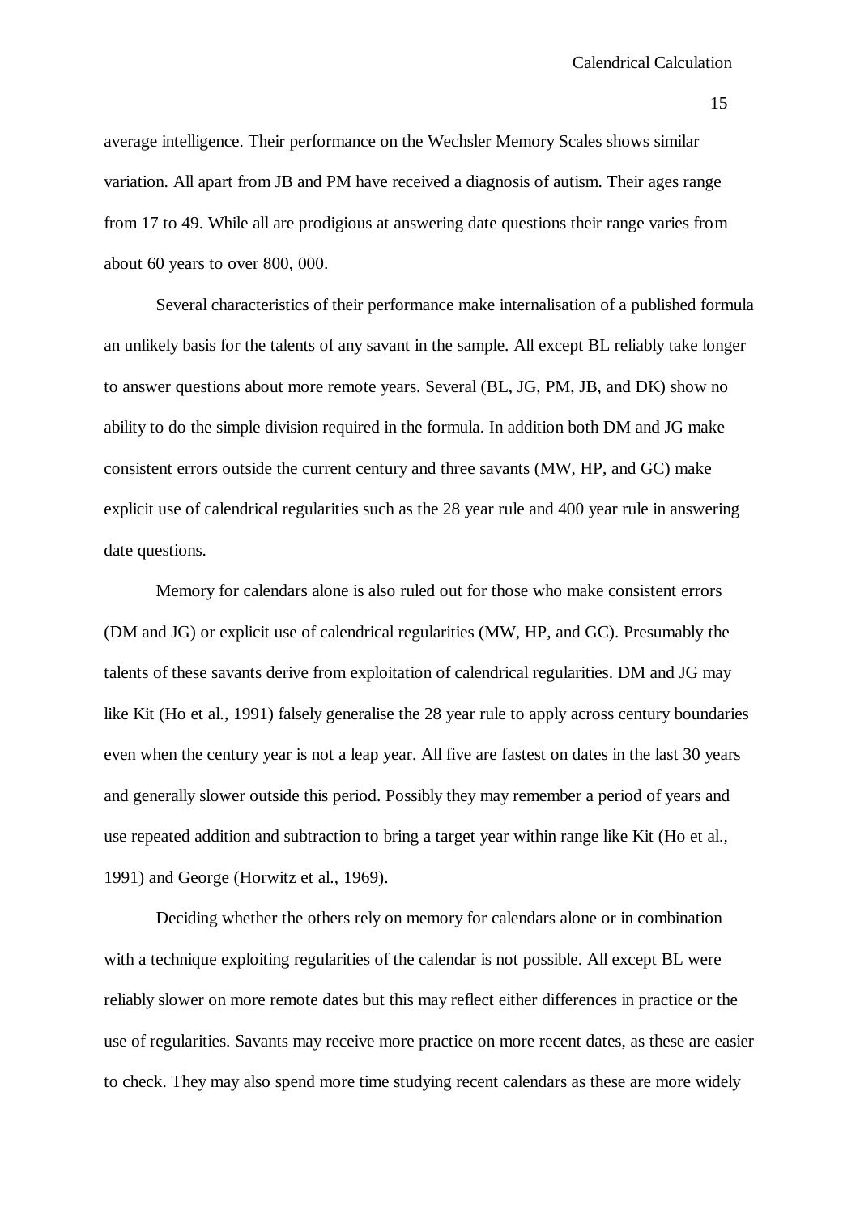average intelligence. Their performance on the Wechsler Memory Scales shows similar variation. All apart from JB and PM have received a diagnosis of autism. Their ages range from 17 to 49. While all are prodigious at answering date questions their range varies from about 60 years to over 800, 000.

Several characteristics of their performance make internalisation of a published formula an unlikely basis for the talents of any savant in the sample. All except BL reliably take longer to answer questions about more remote years. Several (BL, JG, PM, JB, and DK) show no ability to do the simple division required in the formula. In addition both DM and JG make consistent errors outside the current century and three savants (MW, HP, and GC) make explicit use of calendrical regularities such as the 28 year rule and 400 year rule in answering date questions.

Memory for calendars alone is also ruled out for those who make consistent errors (DM and JG) or explicit use of calendrical regularities (MW, HP, and GC). Presumably the talents of these savants derive from exploitation of calendrical regularities. DM and JG may like Kit (Ho et al., 1991) falsely generalise the 28 year rule to apply across century boundaries even when the century year is not a leap year. All five are fastest on dates in the last 30 years and generally slower outside this period. Possibly they may remember a period of years and use repeated addition and subtraction to bring a target year within range like Kit (Ho et al., 1991) and George (Horwitz et al., 1969).

Deciding whether the others rely on memory for calendars alone or in combination with a technique exploiting regularities of the calendar is not possible. All except BL were reliably slower on more remote dates but this may reflect either differences in practice or the use of regularities. Savants may receive more practice on more recent dates, as these are easier to check. They may also spend more time studying recent calendars as these are more widely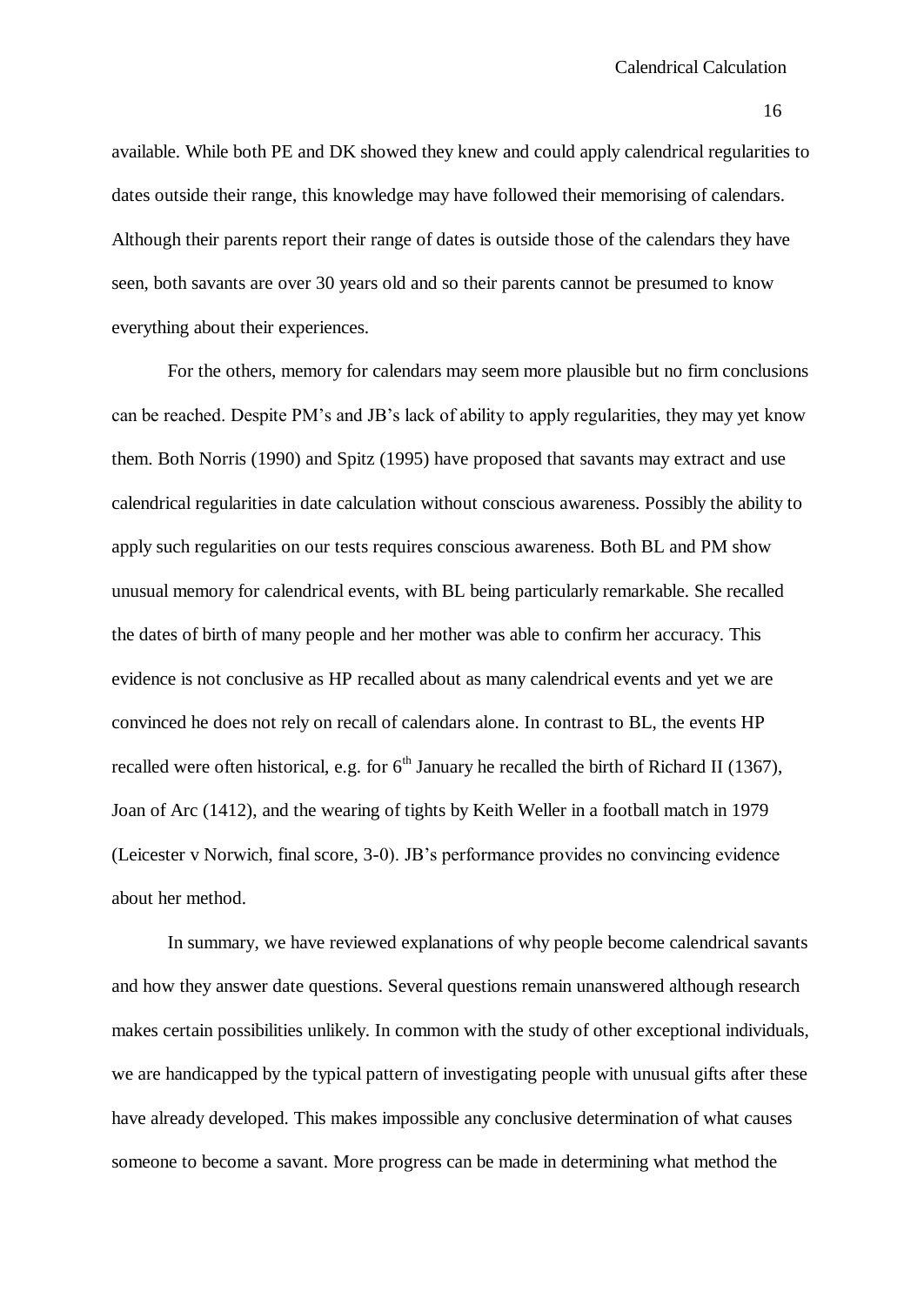available. While both PE and DK showed they knew and could apply calendrical regularities to dates outside their range, this knowledge may have followed their memorising of calendars. Although their parents report their range of dates is outside those of the calendars they have seen, both savants are over 30 years old and so their parents cannot be presumed to know everything about their experiences.

For the others, memory for calendars may seem more plausible but no firm conclusions can be reached. Despite PM's and JB's lack of ability to apply regularities, they may yet know them. Both Norris (1990) and Spitz (1995) have proposed that savants may extract and use calendrical regularities in date calculation without conscious awareness. Possibly the ability to apply such regularities on our tests requires conscious awareness. Both BL and PM show unusual memory for calendrical events, with BL being particularly remarkable. She recalled the dates of birth of many people and her mother was able to confirm her accuracy. This evidence is not conclusive as HP recalled about as many calendrical events and yet we are convinced he does not rely on recall of calendars alone. In contrast to BL, the events HP recalled were often historical, e.g. for 6th January he recalled the birth of Richard II (1367), Joan of Arc (1412), and the wearing of tights by Keith Weller in a football match in 1979 (Leicester v Norwich, final score, 3-0). JB's performance provides no convincing evidence about her method.

In summary, we have reviewed explanations of why people become calendrical savants and how they answer date questions. Several questions remain unanswered although research makes certain possibilities unlikely. In common with the study of other exceptional individuals, we are handicapped by the typical pattern of investigating people with unusual gifts after these have already developed. This makes impossible any conclusive determination of what causes someone to become a savant. More progress can be made in determining what method the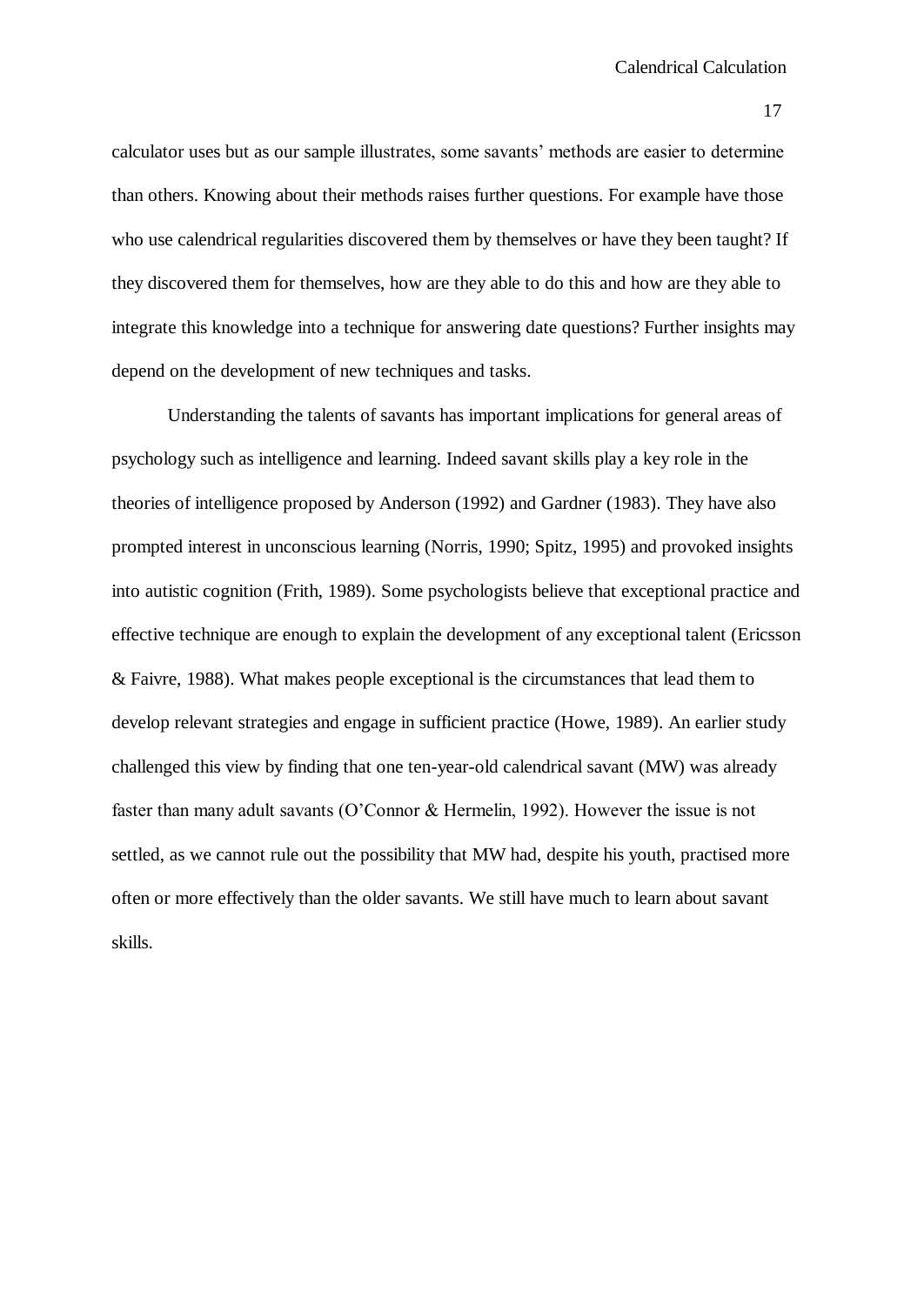calculator uses but as our sample illustrates, some savants' methods are easier to determine than others. Knowing about their methods raises further questions. For example have those who use calendrical regularities discovered them by themselves or have they been taught? If they discovered them for themselves, how are they able to do this and how are they able to integrate this knowledge into a technique for answering date questions? Further insights may depend on the development of new techniques and tasks.

Understanding the talents of savants has important implications for general areas of psychology such as intelligence and learning. Indeed savant skills play a key role in the theories of intelligence proposed by Anderson (1992) and Gardner (1983). They have also prompted interest in unconscious learning (Norris, 1990; Spitz, 1995) and provoked insights into autistic cognition (Frith, 1989). Some psychologists believe that exceptional practice and effective technique are enough to explain the development of any exceptional talent (Ericsson & Faivre, 1988). What makes people exceptional is the circumstances that lead them to develop relevant strategies and engage in sufficient practice (Howe, 1989). An earlier study challenged this view by finding that one ten-year-old calendrical savant (MW) was already faster than many adult savants (O'Connor & Hermelin, 1992). However the issue is not settled, as we cannot rule out the possibility that MW had, despite his youth, practised more often or more effectively than the older savants. We still have much to learn about savant skills.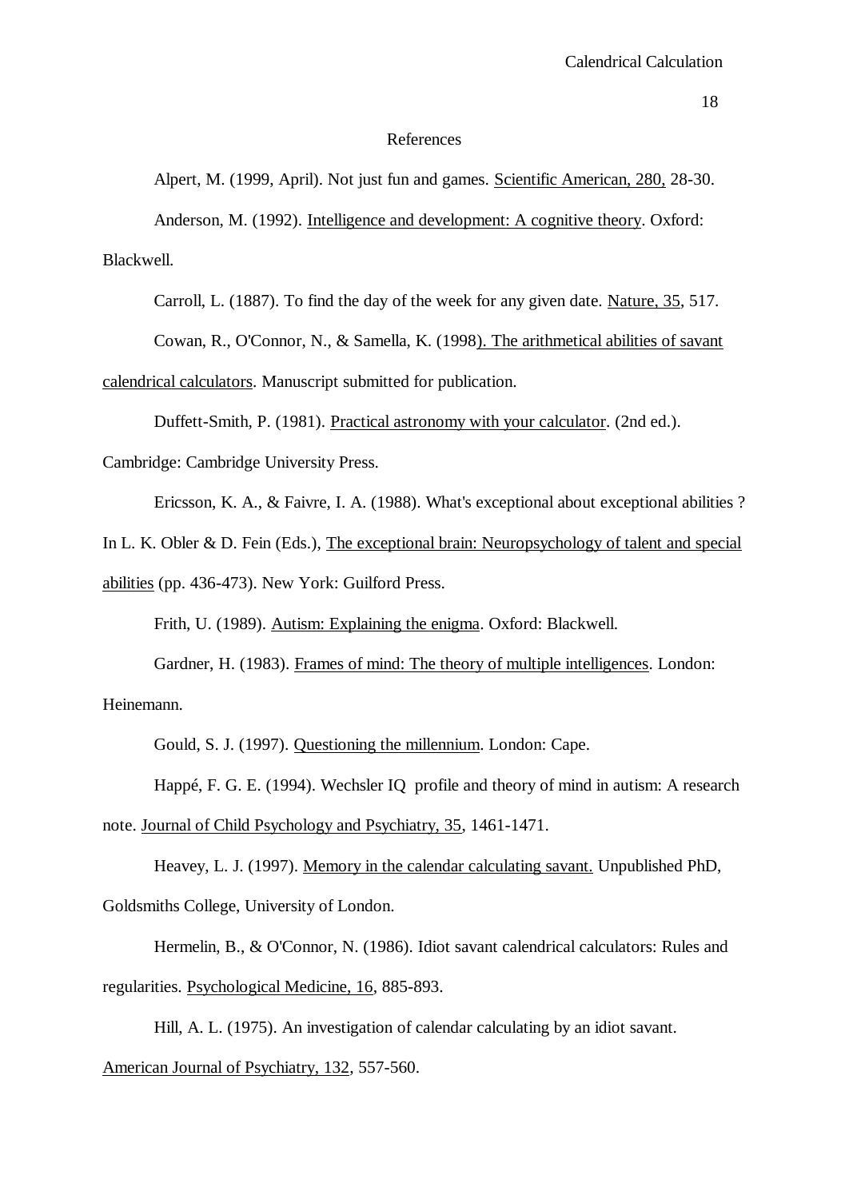# References

Alpert, M. (1999, April). Not just fun and games. Scientific American, 280, 28-30.

Anderson, M. (1992). Intelligence and development: A cognitive theory. Oxford: Blackwell.

Carroll, L. (1887). To find the day of the week for any given date. Nature, 35, 517.

Cowan, R., O'Connor, N., & Samella, K. (1998). The arithmetical abilities of savant calendrical calculators. Manuscript submitted for publication.

Duffett-Smith, P. (1981). Practical astronomy with your calculator. (2nd ed.). Cambridge: Cambridge University Press.

Ericsson, K. A., & Faivre, I. A. (1988). What's exceptional about exceptional abilities ? In L. K. Obler & D. Fein (Eds.), The exceptional brain: Neuropsychology of talent and special abilities (pp. 436-473). New York: Guilford Press.

Frith, U. (1989). Autism: Explaining the enigma. Oxford: Blackwell.

Gardner, H. (1983). Frames of mind: The theory of multiple intelligences. London: Heinemann.

Gould, S. J. (1997). Questioning the millennium. London: Cape.

Happé, F. G. E. (1994). Wechsler IQ profile and theory of mind in autism: A research note. Journal of Child Psychology and Psychiatry, 35, 1461-1471.

Heavey, L. J. (1997). Memory in the calendar calculating savant. Unpublished PhD, Goldsmiths College, University of London.

Hermelin, B., & O'Connor, N. (1986). Idiot savant calendrical calculators: Rules and regularities. Psychological Medicine, 16, 885-893.

Hill, A. L. (1975). An investigation of calendar calculating by an idiot savant. American Journal of Psychiatry, 132, 557-560.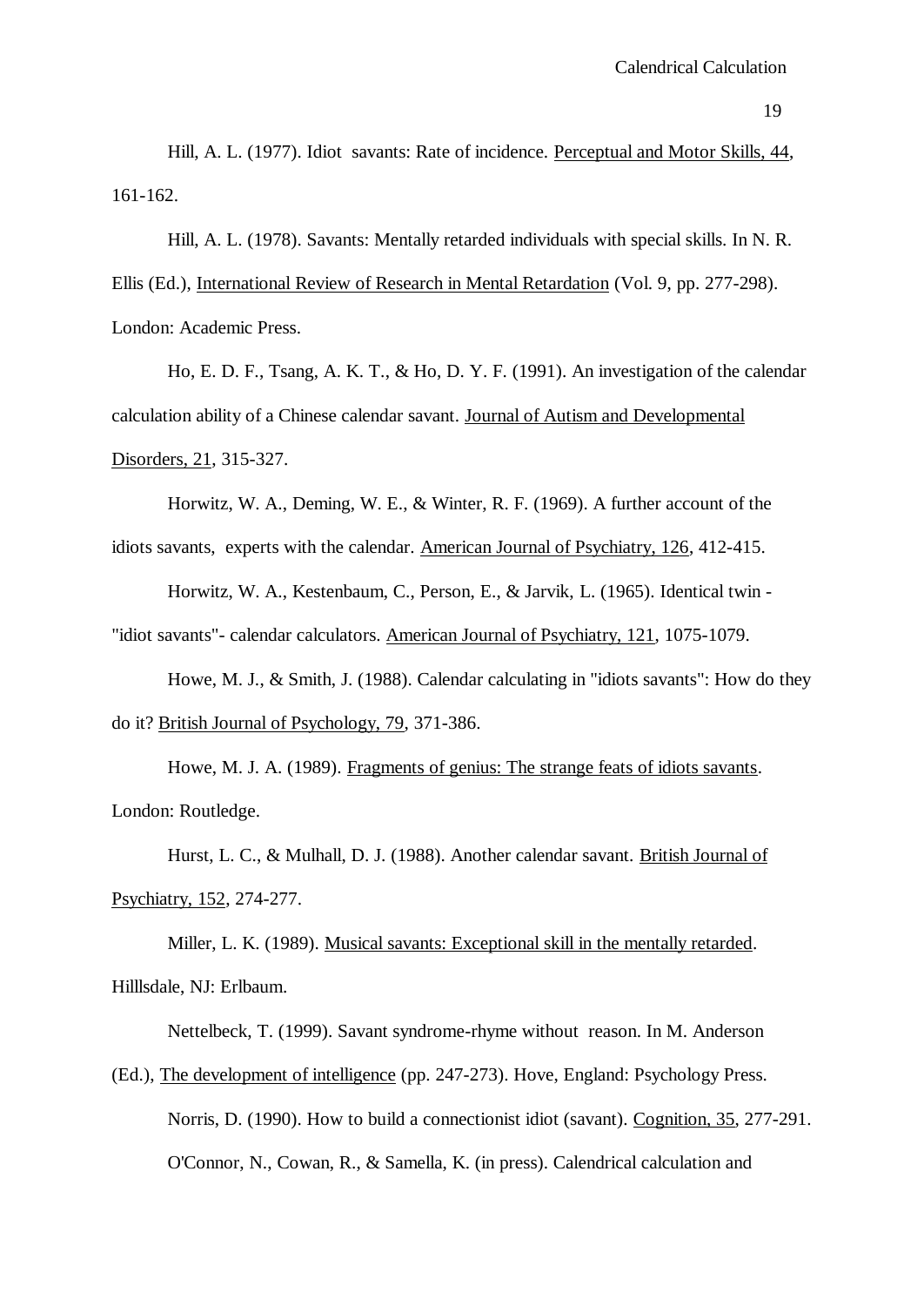Hill, A. L. (1977). Idiot savants: Rate of incidence. Perceptual and Motor Skills, 44, 161-162.

Hill, A. L. (1978). Savants: Mentally retarded individuals with special skills. In N. R. Ellis (Ed.), International Review of Research in Mental Retardation (Vol. 9, pp. 277-298). London: Academic Press.

Ho, E. D. F., Tsang, A. K. T., & Ho, D. Y. F. (1991). An investigation of the calendar calculation ability of a Chinese calendar savant. Journal of Autism and Developmental Disorders, 21, 315-327.

Horwitz, W. A., Deming, W. E., & Winter, R. F. (1969). A further account of the idiots savants, experts with the calendar. American Journal of Psychiatry, 126, 412-415.

Horwitz, W. A., Kestenbaum, C., Person, E., & Jarvik, L. (1965). Identical twin - "idiot savants"- calendar calculators. American Journal of Psychiatry, 121, 1075-1079.

Howe, M. J., & Smith, J. (1988). Calendar calculating in "idiots savants": How do they do it? British Journal of Psychology, 79, 371-386.

Howe, M. J. A. (1989). Fragments of genius: The strange feats of idiots savants. London: Routledge.

Hurst, L. C., & Mulhall, D. J. (1988). Another calendar savant. British Journal of Psychiatry, 152, 274-277.

Miller, L. K. (1989). Musical savants: Exceptional skill in the mentally retarded. Hilllsdale, NJ: Erlbaum.

Nettelbeck, T. (1999). Savant syndrome-rhyme without reason. In M. Anderson (Ed.), The development of intelligence (pp. 247-273). Hove, England: Psychology Press.

Norris, D. (1990). How to build a connectionist idiot (savant). Cognition, 35, 277-291.

O'Connor, N., Cowan, R., & Samella, K. (in press). Calendrical calculation and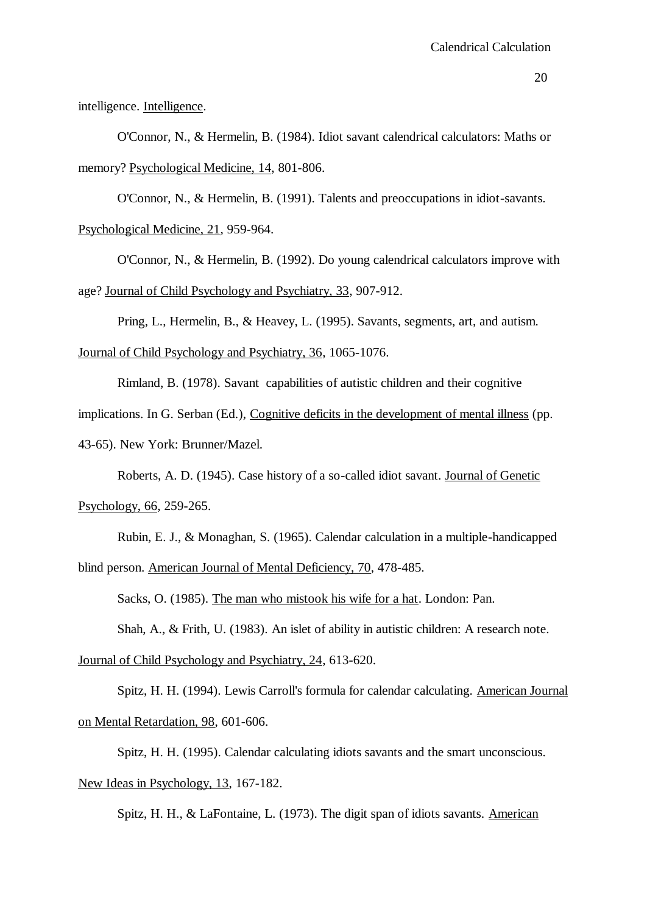intelligence. Intelligence.

O'Connor, N., & Hermelin, B. (1984). Idiot savant calendrical calculators: Maths or memory? Psychological Medicine, 14, 801-806.

O'Connor, N., & Hermelin, B. (1991). Talents and preoccupations in idiot-savants. Psychological Medicine, 21, 959-964.

O'Connor, N., & Hermelin, B. (1992). Do young calendrical calculators improve with age? Journal of Child Psychology and Psychiatry, 33, 907-912.

Pring, L., Hermelin, B., & Heavey, L. (1995). Savants, segments, art, and autism. Journal of Child Psychology and Psychiatry, 36, 1065-1076.

Rimland, B. (1978). Savant capabilities of autistic children and their cognitive implications. In G. Serban (Ed.), Cognitive deficits in the development of mental illness (pp. 43-65). New York: Brunner/Mazel.

Roberts, A. D. (1945). Case history of a so-called idiot savant. Journal of Genetic Psychology, 66, 259-265.

Rubin, E. J., & Monaghan, S. (1965). Calendar calculation in a multiple-handicapped blind person. American Journal of Mental Deficiency, 70, 478-485.

Sacks, O. (1985). The man who mistook his wife for a hat. London: Pan.

Shah, A., & Frith, U. (1983). An islet of ability in autistic children: A research note. Journal of Child Psychology and Psychiatry, 24, 613-620.

Spitz, H. H. (1994). Lewis Carroll's formula for calendar calculating. American Journal on Mental Retardation, 98, 601-606.

Spitz, H. H. (1995). Calendar calculating idiots savants and the smart unconscious. New Ideas in Psychology, 13, 167-182.

Spitz, H. H., & LaFontaine, L. (1973). The digit span of idiots savants. American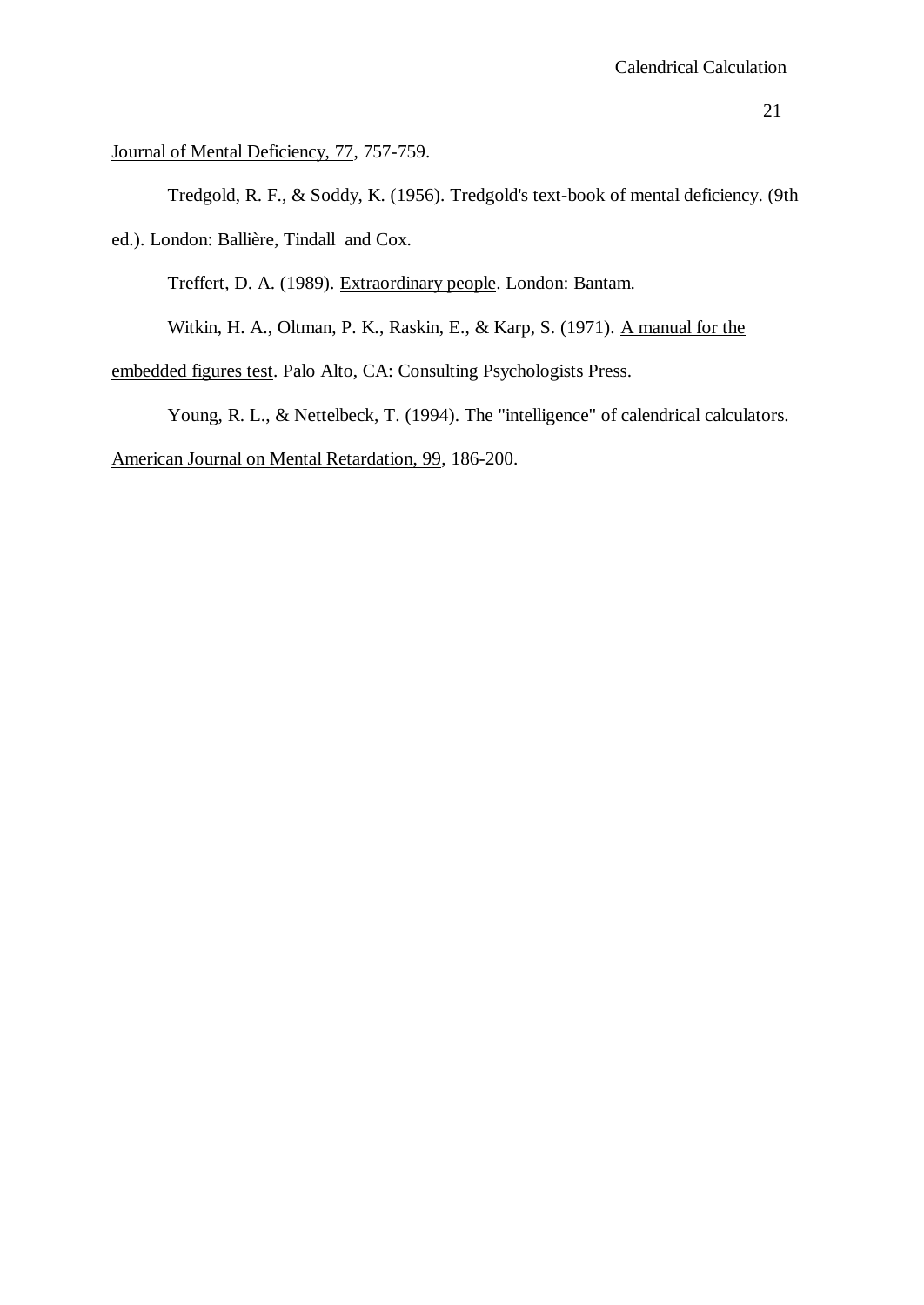Journal of Mental Deficiency, 77, 757-759.

Tredgold, R. F., & Soddy, K. (1956). Tredgold's text-book of mental deficiency. (9th ed.). London: Ballière, Tindall and Cox.

Treffert, D. A. (1989). Extraordinary people. London: Bantam.

Witkin, H. A., Oltman, P. K., Raskin, E., & Karp, S. (1971). A manual for the embedded figures test. Palo Alto, CA: Consulting Psychologists Press.

Young, R. L., & Nettelbeck, T. (1994). The "intelligence" of calendrical calculators. American Journal on Mental Retardation, 99, 186-200.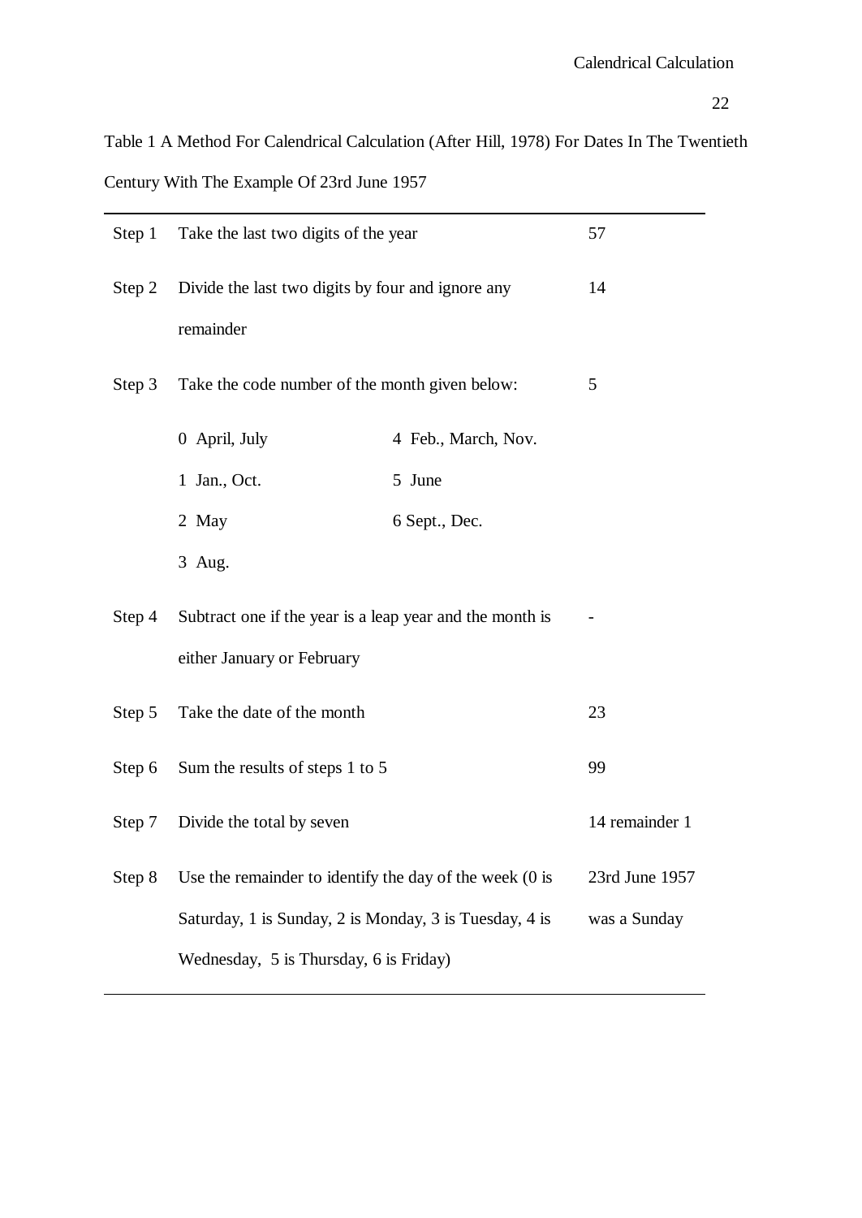Table 1 A Method For Calendrical Calculation (After Hill, 1978) For Dates In The Twentieth Century With The Example Of 23rd June 1957

| Step | Description | Example |
|---|---|---|
| Step 1 | Take the last two digits of the year | 57 |
| Step 2 | Divide the last two digits by four and ignore any remainder | 14 |
| Step 3 | Take the code number of the month given below: 0 April, July; 1 Jan., Oct.; 2 May; 3 Aug.; 4 Feb., March, Nov.; 5 June; 6 Sept., Dec. | 5 |
| Step 4 | Subtract one if the year is a leap year and the month is either January or February | - |
| Step 5 | Take the date of the month | 23 |
| Step 6 | Sum the results of steps 1 to 5 | 99 |
| Step 7 | Divide the total by seven | 14 remainder 1 |
| Step 8 | Use the remainder to identify the day of the week (0 is Saturday, 1 is Sunday, 2 is Monday, 3 is Tuesday, 4 is Wednesday, 5 is Thursday, 6 is Friday) | 23rd June 1957 was a Sunday |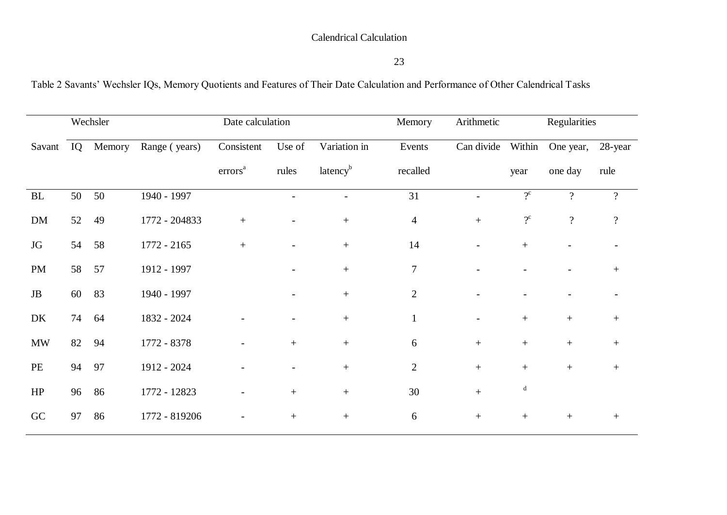Table 2 Savants' Wechsler IQs, Memory Quotients and Features of Their Date Calculation and Performance of Other Calendrical Tasks

| | Wechsler | | Date calculation | | | | Memory | Arithmetic | Regularities | | |
|---|---|---|---|---|---|---|---|---|---|---|---|
| Savant | IQ | Memory | Range ( years) | Consistent errors[a] | Use of rules | Variation in latency[b] | Events recalled | Can divide | Within year | One year, one day | 28-year rule |
| BL | 50 | 50 | 1940 - 1997 | | - | - | 31 | - | ?[c] | ? | ? |
| DM | 52 | 49 | 1772 - 204833 | + | - | + | 4 | + | ?[c] | ? | ? |
| JG | 54 | 58 | 1772 - 2165 | + | - | + | 14 | - | + | - | - |
| PM | 58 | 57 | 1912 - 1997 | | - | + | 7 | - | - | - | + |
| JB | 60 | 83 | 1940 - 1997 | | - | + | 2 | - | - | - | - |
| DK | 74 | 64 | 1832 - 2024 | - | - | + | 1 | - | + | + | + |
| MW | 82 | 94 | 1772 - 8378 | - | + | + | 6 | + | + | + | + |
| PE | 94 | 97 | 1912 - 2024 | - | - | + | 2 | + | + | + | + |
| HP | 96 | 86 | 1772 - 12823 | - | + | + | 30 | + | [d] | | |
| GC | 97 | 86 | 1772 - 819206 | - | + | + | 6 | + | + | + | + |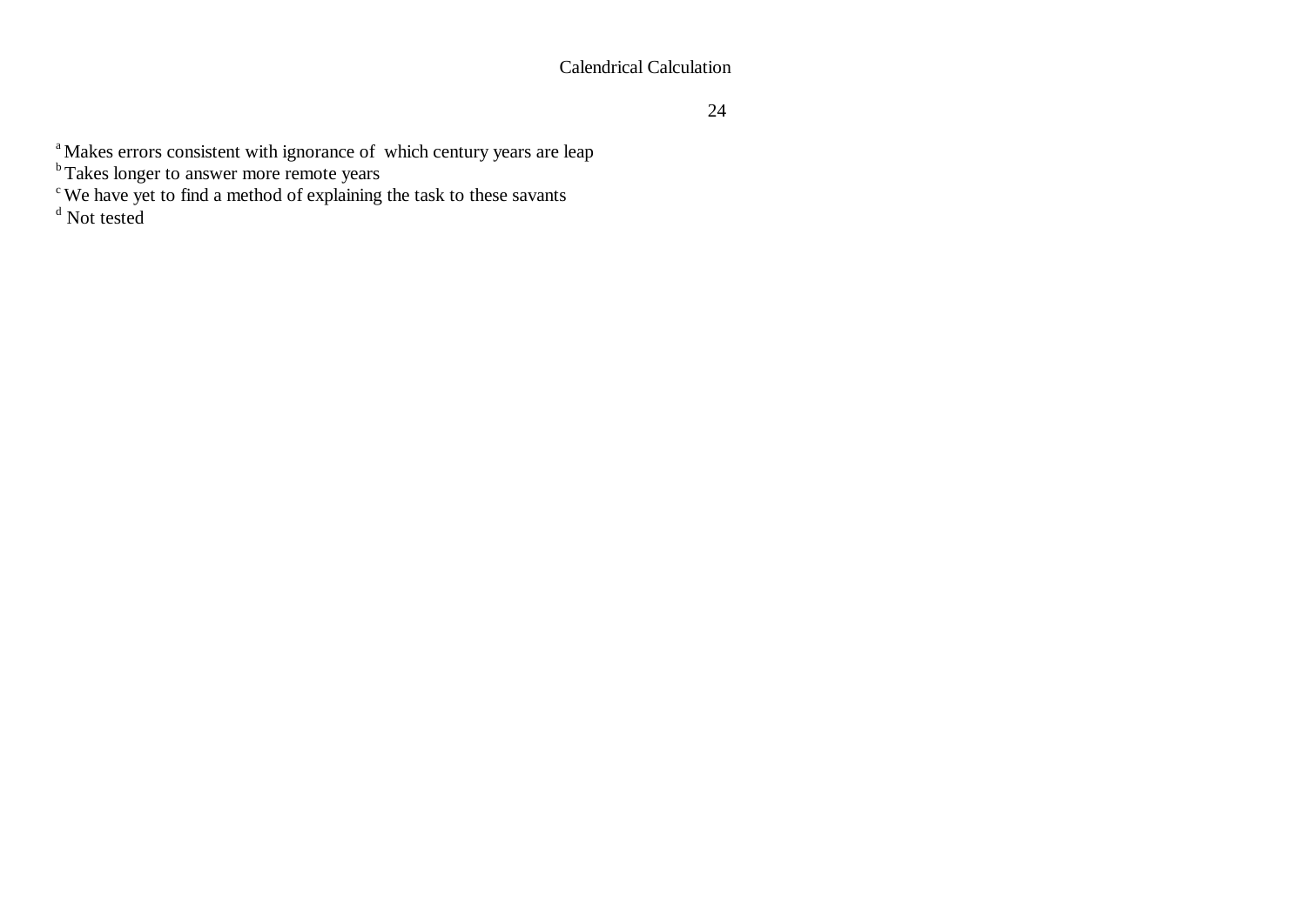[a] Makes errors consistent with ignorance of which century years are leap
[b] Takes longer to answer more remote years
[c] We have yet to find a method of explaining the task to these savants
[d] Not tested